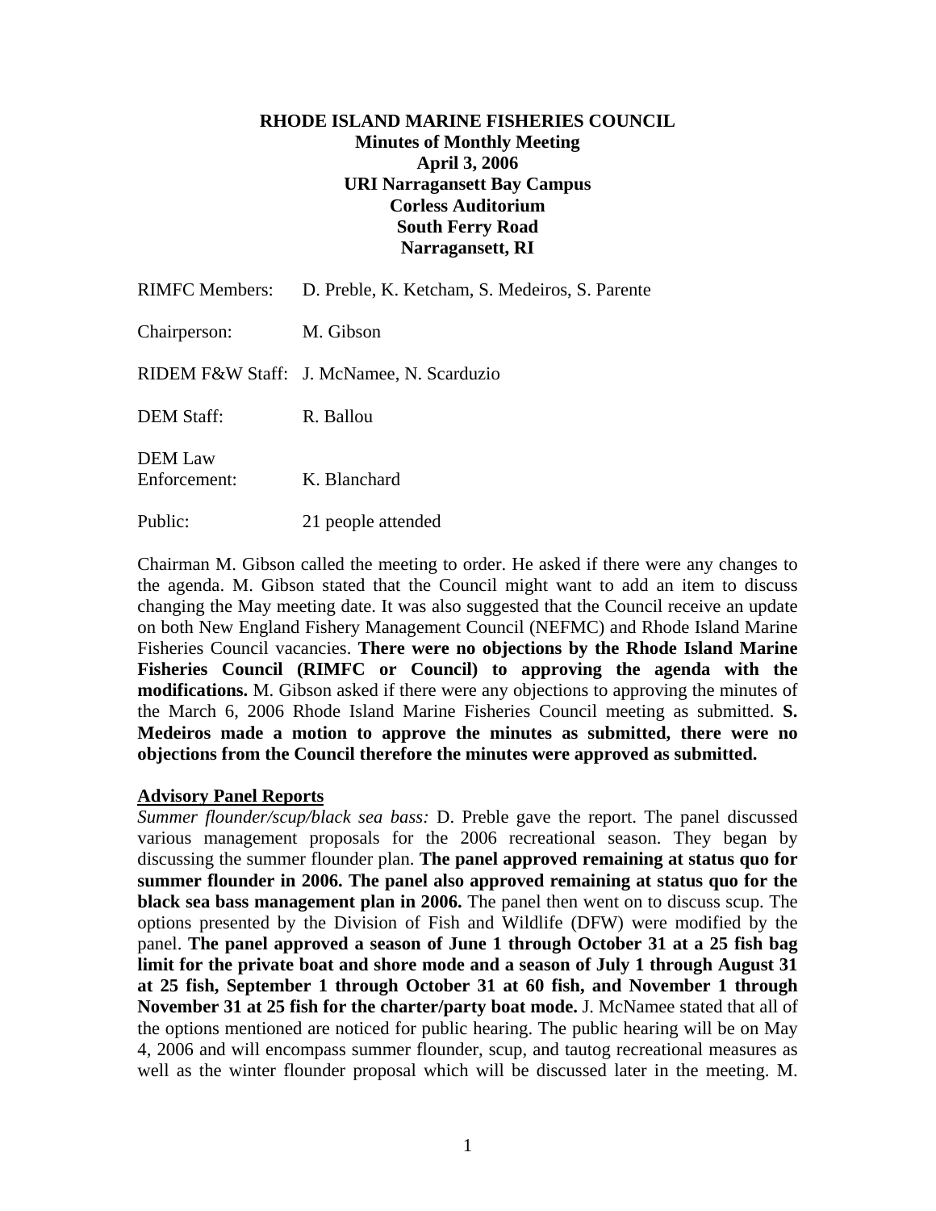**RHODE ISLAND MARINE FISHERIES COUNCIL**
**Minutes of Monthly Meeting**
**April 3, 2006**
**URI Narragansett Bay Campus**
**Corless Auditorium**
**South Ferry Road**
**Narragansett, RI**

RIMFC Members: D. Preble, K. Ketcham, S. Medeiros, S. Parente

Chairperson: M. Gibson

RIDEM F&W Staff: J. McNamee, N. Scarduzio

DEM Staff: R. Ballou

DEM Law Enforcement: K. Blanchard

Public: 21 people attended

Chairman M. Gibson called the meeting to order. He asked if there were any changes to the agenda. M. Gibson stated that the Council might want to add an item to discuss changing the May meeting date. It was also suggested that the Council receive an update on both New England Fishery Management Council (NEFMC) and Rhode Island Marine Fisheries Council vacancies. **There were no objections by the Rhode Island Marine Fisheries Council (RIMFC or Council) to approving the agenda with the modifications.** M. Gibson asked if there were any objections to approving the minutes of the March 6, 2006 Rhode Island Marine Fisheries Council meeting as submitted. **S. Medeiros made a motion to approve the minutes as submitted, there were no objections from the Council therefore the minutes were approved as submitted.**

**Advisory Panel Reports**

*Summer flounder/scup/black sea bass:* D. Preble gave the report. The panel discussed various management proposals for the 2006 recreational season. They began by discussing the summer flounder plan. **The panel approved remaining at status quo for summer flounder in 2006. The panel also approved remaining at status quo for the black sea bass management plan in 2006.** The panel then went on to discuss scup. The options presented by the Division of Fish and Wildlife (DFW) were modified by the panel. **The panel approved a season of June 1 through October 31 at a 25 fish bag limit for the private boat and shore mode and a season of July 1 through August 31 at 25 fish, September 1 through October 31 at 60 fish, and November 1 through November 31 at 25 fish for the charter/party boat mode.** J. McNamee stated that all of the options mentioned are noticed for public hearing. The public hearing will be on May 4, 2006 and will encompass summer flounder, scup, and tautog recreational measures as well as the winter flounder proposal which will be discussed later in the meeting. M.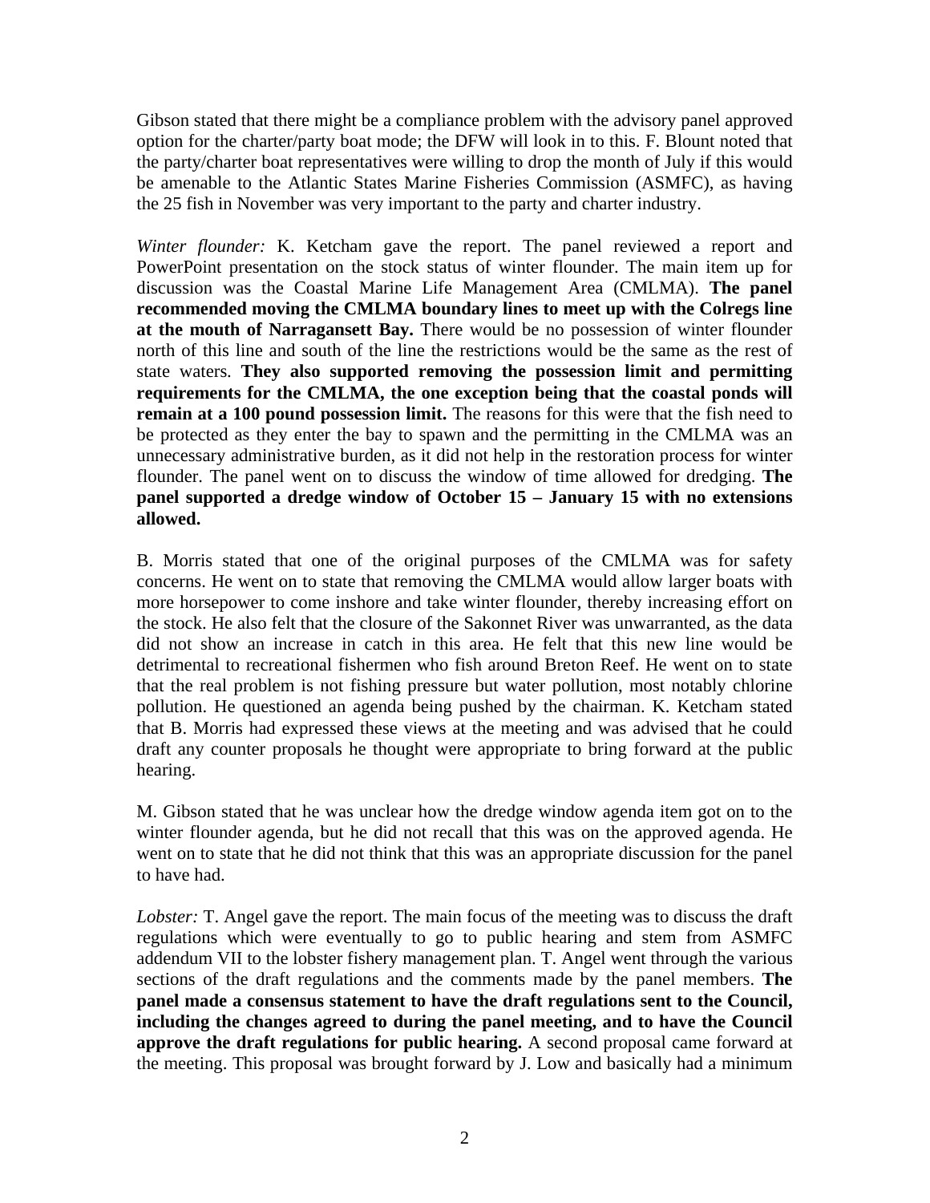Gibson stated that there might be a compliance problem with the advisory panel approved option for the charter/party boat mode; the DFW will look in to this. F. Blount noted that the party/charter boat representatives were willing to drop the month of July if this would be amenable to the Atlantic States Marine Fisheries Commission (ASMFC), as having the 25 fish in November was very important to the party and charter industry.

*Winter flounder:* K. Ketcham gave the report. The panel reviewed a report and PowerPoint presentation on the stock status of winter flounder. The main item up for discussion was the Coastal Marine Life Management Area (CMLMA). **The panel recommended moving the CMLMA boundary lines to meet up with the Colregs line at the mouth of Narragansett Bay.** There would be no possession of winter flounder north of this line and south of the line the restrictions would be the same as the rest of state waters. **They also supported removing the possession limit and permitting requirements for the CMLMA, the one exception being that the coastal ponds will remain at a 100 pound possession limit.** The reasons for this were that the fish need to be protected as they enter the bay to spawn and the permitting in the CMLMA was an unnecessary administrative burden, as it did not help in the restoration process for winter flounder. The panel went on to discuss the window of time allowed for dredging. **The panel supported a dredge window of October 15 – January 15 with no extensions allowed.**

B. Morris stated that one of the original purposes of the CMLMA was for safety concerns. He went on to state that removing the CMLMA would allow larger boats with more horsepower to come inshore and take winter flounder, thereby increasing effort on the stock. He also felt that the closure of the Sakonnet River was unwarranted, as the data did not show an increase in catch in this area. He felt that this new line would be detrimental to recreational fishermen who fish around Breton Reef. He went on to state that the real problem is not fishing pressure but water pollution, most notably chlorine pollution. He questioned an agenda being pushed by the chairman. K. Ketcham stated that B. Morris had expressed these views at the meeting and was advised that he could draft any counter proposals he thought were appropriate to bring forward at the public hearing.

M. Gibson stated that he was unclear how the dredge window agenda item got on to the winter flounder agenda, but he did not recall that this was on the approved agenda. He went on to state that he did not think that this was an appropriate discussion for the panel to have had.

*Lobster:* T. Angel gave the report. The main focus of the meeting was to discuss the draft regulations which were eventually to go to public hearing and stem from ASMFC addendum VII to the lobster fishery management plan. T. Angel went through the various sections of the draft regulations and the comments made by the panel members. **The panel made a consensus statement to have the draft regulations sent to the Council, including the changes agreed to during the panel meeting, and to have the Council approve the draft regulations for public hearing.** A second proposal came forward at the meeting. This proposal was brought forward by J. Low and basically had a minimum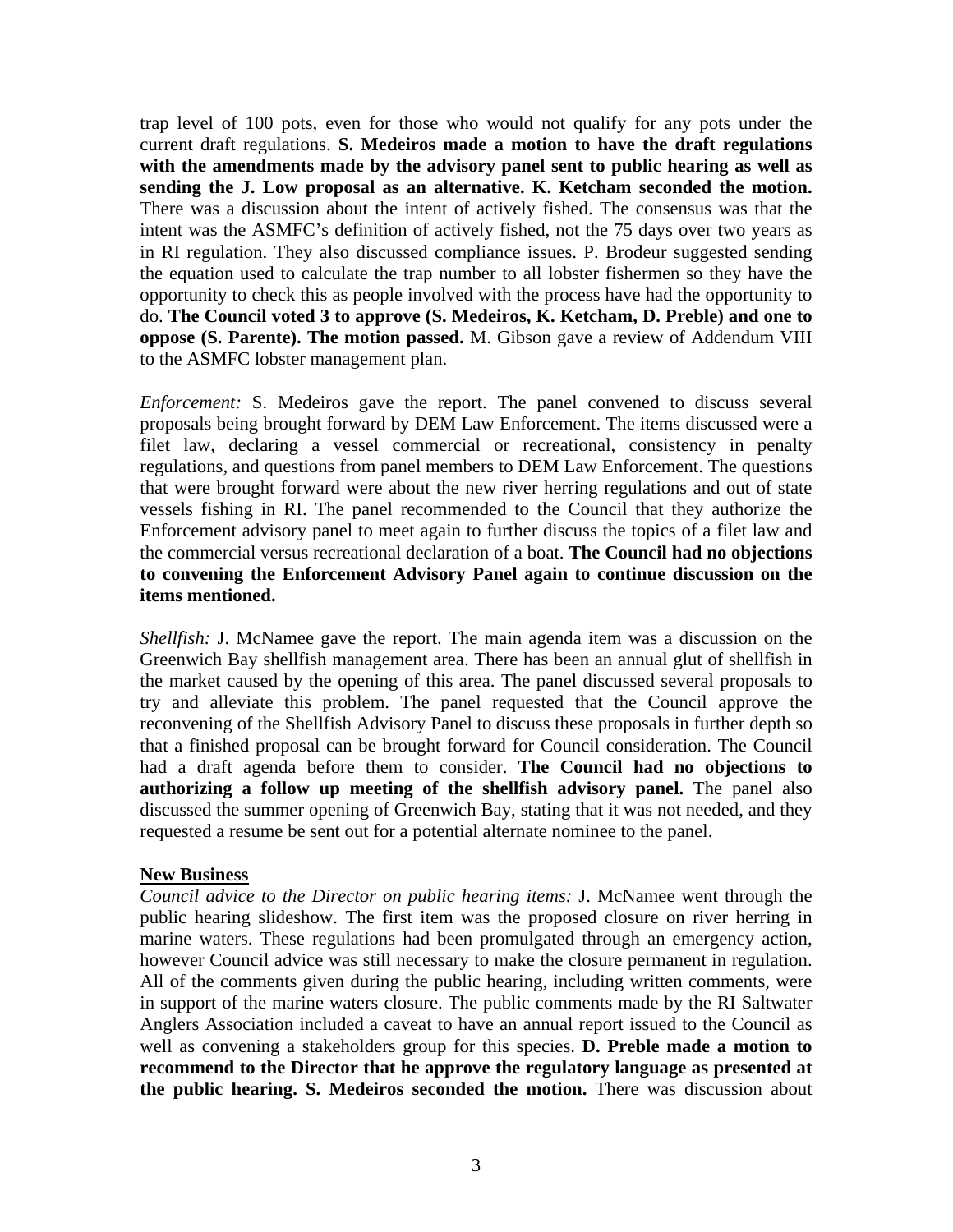trap level of 100 pots, even for those who would not qualify for any pots under the current draft regulations. **S. Medeiros made a motion to have the draft regulations with the amendments made by the advisory panel sent to public hearing as well as sending the J. Low proposal as an alternative. K. Ketcham seconded the motion.** There was a discussion about the intent of actively fished. The consensus was that the intent was the ASMFC's definition of actively fished, not the 75 days over two years as in RI regulation. They also discussed compliance issues. P. Brodeur suggested sending the equation used to calculate the trap number to all lobster fishermen so they have the opportunity to check this as people involved with the process have had the opportunity to do. **The Council voted 3 to approve (S. Medeiros, K. Ketcham, D. Preble) and one to oppose (S. Parente). The motion passed.** M. Gibson gave a review of Addendum VIII to the ASMFC lobster management plan.

*Enforcement:* S. Medeiros gave the report. The panel convened to discuss several proposals being brought forward by DEM Law Enforcement. The items discussed were a filet law, declaring a vessel commercial or recreational, consistency in penalty regulations, and questions from panel members to DEM Law Enforcement. The questions that were brought forward were about the new river herring regulations and out of state vessels fishing in RI. The panel recommended to the Council that they authorize the Enforcement advisory panel to meet again to further discuss the topics of a filet law and the commercial versus recreational declaration of a boat. **The Council had no objections to convening the Enforcement Advisory Panel again to continue discussion on the items mentioned.**

*Shellfish:* J. McNamee gave the report. The main agenda item was a discussion on the Greenwich Bay shellfish management area. There has been an annual glut of shellfish in the market caused by the opening of this area. The panel discussed several proposals to try and alleviate this problem. The panel requested that the Council approve the reconvening of the Shellfish Advisory Panel to discuss these proposals in further depth so that a finished proposal can be brought forward for Council consideration. The Council had a draft agenda before them to consider. **The Council had no objections to authorizing a follow up meeting of the shellfish advisory panel.** The panel also discussed the summer opening of Greenwich Bay, stating that it was not needed, and they requested a resume be sent out for a potential alternate nominee to the panel.

## New Business

*Council advice to the Director on public hearing items:* J. McNamee went through the public hearing slideshow. The first item was the proposed closure on river herring in marine waters. These regulations had been promulgated through an emergency action, however Council advice was still necessary to make the closure permanent in regulation. All of the comments given during the public hearing, including written comments, were in support of the marine waters closure. The public comments made by the RI Saltwater Anglers Association included a caveat to have an annual report issued to the Council as well as convening a stakeholders group for this species. **D. Preble made a motion to recommend to the Director that he approve the regulatory language as presented at the public hearing. S. Medeiros seconded the motion.** There was discussion about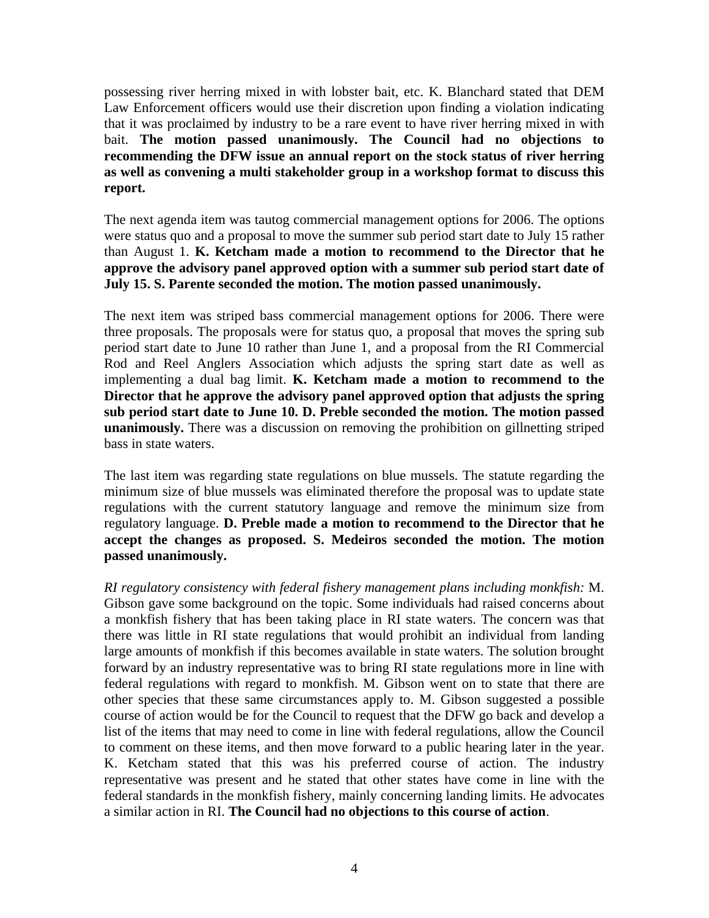possessing river herring mixed in with lobster bait, etc. K. Blanchard stated that DEM Law Enforcement officers would use their discretion upon finding a violation indicating that it was proclaimed by industry to be a rare event to have river herring mixed in with bait. **The motion passed unanimously. The Council had no objections to recommending the DFW issue an annual report on the stock status of river herring as well as convening a multi stakeholder group in a workshop format to discuss this report.**

The next agenda item was tautog commercial management options for 2006. The options were status quo and a proposal to move the summer sub period start date to July 15 rather than August 1. **K. Ketcham made a motion to recommend to the Director that he approve the advisory panel approved option with a summer sub period start date of July 15. S. Parente seconded the motion. The motion passed unanimously.**

The next item was striped bass commercial management options for 2006. There were three proposals. The proposals were for status quo, a proposal that moves the spring sub period start date to June 10 rather than June 1, and a proposal from the RI Commercial Rod and Reel Anglers Association which adjusts the spring start date as well as implementing a dual bag limit. **K. Ketcham made a motion to recommend to the Director that he approve the advisory panel approved option that adjusts the spring sub period start date to June 10. D. Preble seconded the motion. The motion passed unanimously.** There was a discussion on removing the prohibition on gillnetting striped bass in state waters.

The last item was regarding state regulations on blue mussels. The statute regarding the minimum size of blue mussels was eliminated therefore the proposal was to update state regulations with the current statutory language and remove the minimum size from regulatory language. **D. Preble made a motion to recommend to the Director that he accept the changes as proposed. S. Medeiros seconded the motion. The motion passed unanimously.**

*RI regulatory consistency with federal fishery management plans including monkfish:* M. Gibson gave some background on the topic. Some individuals had raised concerns about a monkfish fishery that has been taking place in RI state waters. The concern was that there was little in RI state regulations that would prohibit an individual from landing large amounts of monkfish if this becomes available in state waters. The solution brought forward by an industry representative was to bring RI state regulations more in line with federal regulations with regard to monkfish. M. Gibson went on to state that there are other species that these same circumstances apply to. M. Gibson suggested a possible course of action would be for the Council to request that the DFW go back and develop a list of the items that may need to come in line with federal regulations, allow the Council to comment on these items, and then move forward to a public hearing later in the year. K. Ketcham stated that this was his preferred course of action. The industry representative was present and he stated that other states have come in line with the federal standards in the monkfish fishery, mainly concerning landing limits. He advocates a similar action in RI. **The Council had no objections to this course of action**.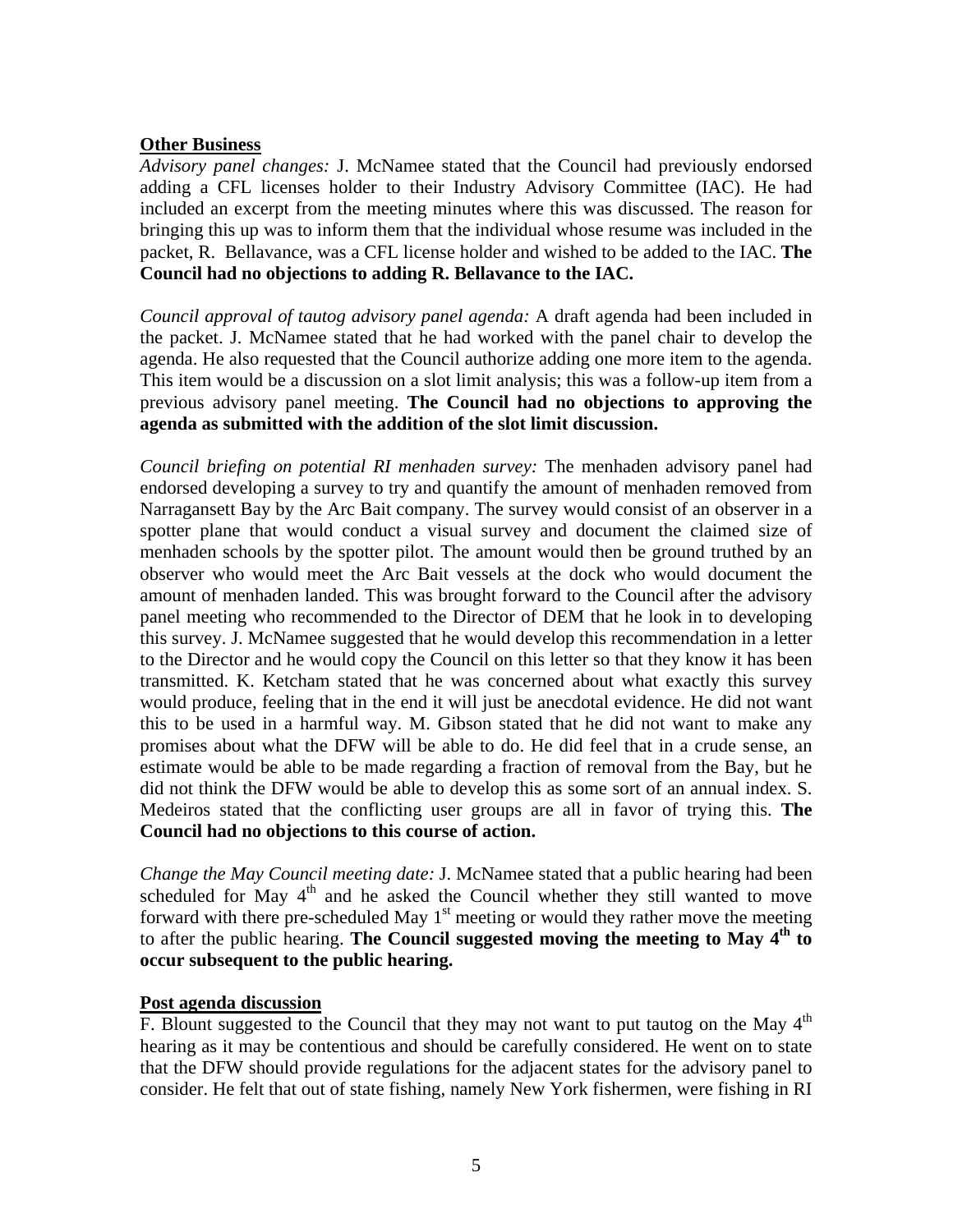**Other Business**

*Advisory panel changes:* J. McNamee stated that the Council had previously endorsed adding a CFL licenses holder to their Industry Advisory Committee (IAC). He had included an excerpt from the meeting minutes where this was discussed. The reason for bringing this up was to inform them that the individual whose resume was included in the packet, R. Bellavance, was a CFL license holder and wished to be added to the IAC. **The Council had no objections to adding R. Bellavance to the IAC.**

*Council approval of tautog advisory panel agenda:* A draft agenda had been included in the packet. J. McNamee stated that he had worked with the panel chair to develop the agenda. He also requested that the Council authorize adding one more item to the agenda. This item would be a discussion on a slot limit analysis; this was a follow-up item from a previous advisory panel meeting. **The Council had no objections to approving the agenda as submitted with the addition of the slot limit discussion.**

*Council briefing on potential RI menhaden survey:* The menhaden advisory panel had endorsed developing a survey to try and quantify the amount of menhaden removed from Narragansett Bay by the Arc Bait company. The survey would consist of an observer in a spotter plane that would conduct a visual survey and document the claimed size of menhaden schools by the spotter pilot. The amount would then be ground truthed by an observer who would meet the Arc Bait vessels at the dock who would document the amount of menhaden landed. This was brought forward to the Council after the advisory panel meeting who recommended to the Director of DEM that he look in to developing this survey. J. McNamee suggested that he would develop this recommendation in a letter to the Director and he would copy the Council on this letter so that they know it has been transmitted. K. Ketcham stated that he was concerned about what exactly this survey would produce, feeling that in the end it will just be anecdotal evidence. He did not want this to be used in a harmful way. M. Gibson stated that he did not want to make any promises about what the DFW will be able to do. He did feel that in a crude sense, an estimate would be able to be made regarding a fraction of removal from the Bay, but he did not think the DFW would be able to develop this as some sort of an annual index. S. Medeiros stated that the conflicting user groups are all in favor of trying this. **The Council had no objections to this course of action.**

*Change the May Council meeting date:* J. McNamee stated that a public hearing had been scheduled for May 4th and he asked the Council whether they still wanted to move forward with there pre-scheduled May 1st meeting or would they rather move the meeting to after the public hearing. **The Council suggested moving the meeting to May 4th to occur subsequent to the public hearing.**

**Post agenda discussion**

F. Blount suggested to the Council that they may not want to put tautog on the May 4th hearing as it may be contentious and should be carefully considered. He went on to state that the DFW should provide regulations for the adjacent states for the advisory panel to consider. He felt that out of state fishing, namely New York fishermen, were fishing in RI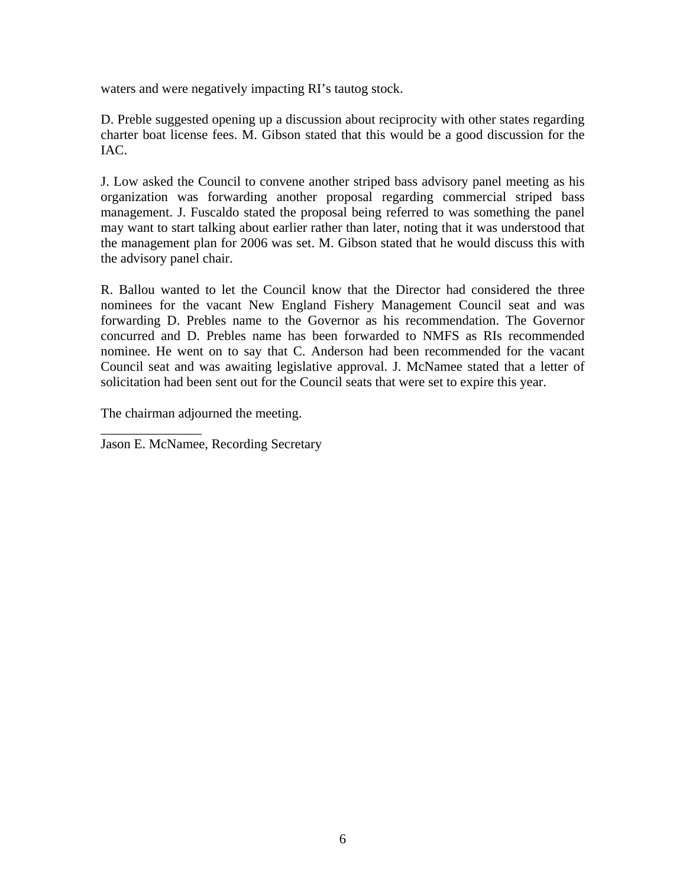waters and were negatively impacting RI's tautog stock.

D. Preble suggested opening up a discussion about reciprocity with other states regarding charter boat license fees. M. Gibson stated that this would be a good discussion for the IAC.

J. Low asked the Council to convene another striped bass advisory panel meeting as his organization was forwarding another proposal regarding commercial striped bass management. J. Fuscaldo stated the proposal being referred to was something the panel may want to start talking about earlier rather than later, noting that it was understood that the management plan for 2006 was set. M. Gibson stated that he would discuss this with the advisory panel chair.

R. Ballou wanted to let the Council know that the Director had considered the three nominees for the vacant New England Fishery Management Council seat and was forwarding D. Prebles name to the Governor as his recommendation. The Governor concurred and D. Prebles name has been forwarded to NMFS as RIs recommended nominee. He went on to say that C. Anderson had been recommended for the vacant Council seat and was awaiting legislative approval. J. McNamee stated that a letter of solicitation had been sent out for the Council seats that were set to expire this year.

The chairman adjourned the meeting.

_______________
Jason E. McNamee, Recording Secretary